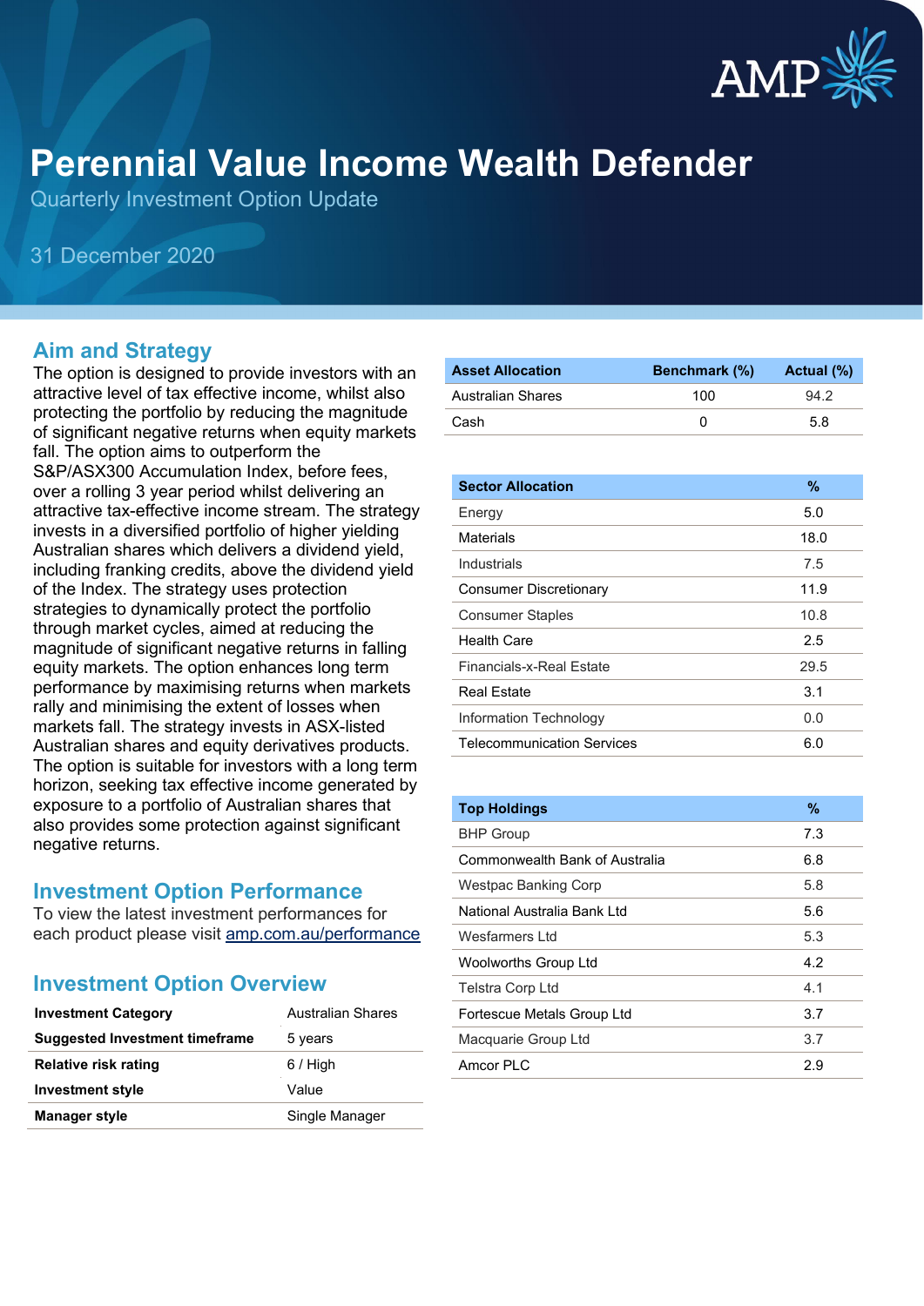# Perennial Value Income Wealth Defender

Quarterly Investment Option Update

31 December 2020

## Aim and Strategy

The option is designed to provide investors with an attractive level of tax effective income, whilst also protecting the portfolio by reducing the magnitude of significant negative returns when equity markets fall. The option aims to outperform the S&P/ASX300 Accumulation Index, before fees, over a rolling 3 year period whilst delivering an attractive tax-effective income stream. The strategy invests in a diversified portfolio of higher yielding Australian shares which delivers a dividend yield, including franking credits, above the dividend yield of the Index. The strategy uses protection strategies to dynamically protect the portfolio through market cycles, aimed at reducing the magnitude of significant negative returns in falling equity markets. The option enhances long term performance by maximising returns when markets rally and minimising the extent of losses when markets fall. The strategy invests in ASX-listed Australian shares and equity derivatives products. The option is suitable for investors with a long term horizon, seeking tax effective income generated by exposure to a portfolio of Australian shares that also provides some protection against significant negative returns.

## Investment Option Performance

To view the latest investment performances for each product please visit amp.com.au/performance

## Investment Option Overview

| | |
|---|---|
| **Investment Category** | Australian Shares |
| **Suggested Investment timeframe** | 5 years |
| **Relative risk rating** | 6 / High |
| **Investment style** | Value |
| **Manager style** | Single Manager |

| Asset Allocation | Benchmark (%) | Actual (%) |
|---|---|---|
| Australian Shares | 100 | 94.2 |
| Cash | 0 | 5.8 |

| Sector Allocation | % |
|---|---|
| Energy | 5.0 |
| Materials | 18.0 |
| Industrials | 7.5 |
| Consumer Discretionary | 11.9 |
| Consumer Staples | 10.8 |
| Health Care | 2.5 |
| Financials-x-Real Estate | 29.5 |
| Real Estate | 3.1 |
| Information Technology | 0.0 |
| Telecommunication Services | 6.0 |

| Top Holdings | % |
|---|---|
| BHP Group | 7.3 |
| Commonwealth Bank of Australia | 6.8 |
| Westpac Banking Corp | 5.8 |
| National Australia Bank Ltd | 5.6 |
| Wesfarmers Ltd | 5.3 |
| Woolworths Group Ltd | 4.2 |
| Telstra Corp Ltd | 4.1 |
| Fortescue Metals Group Ltd | 3.7 |
| Macquarie Group Ltd | 3.7 |
| Amcor PLC | 2.9 |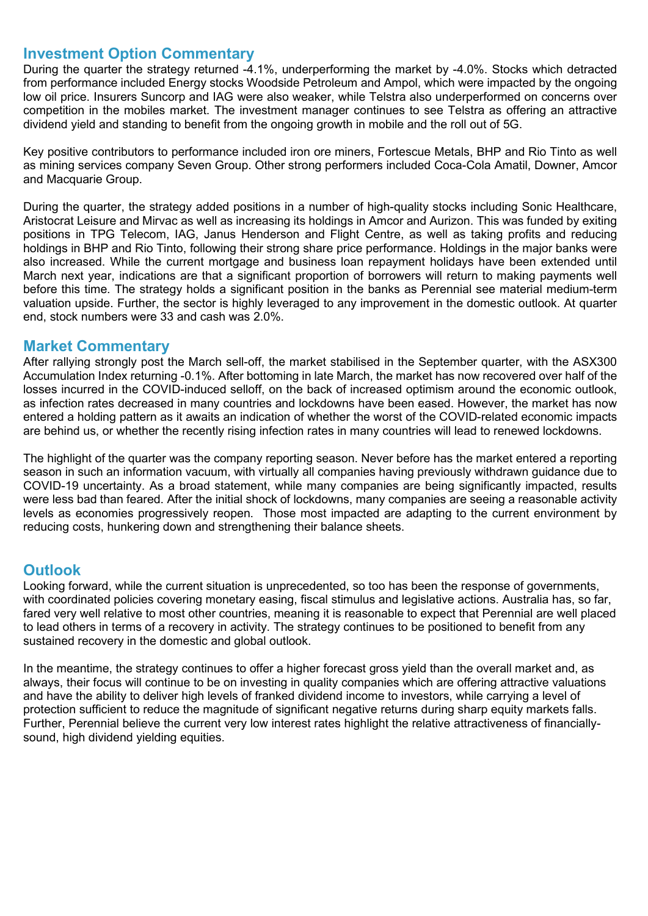## Investment Option Commentary

During the quarter the strategy returned -4.1%, underperforming the market by -4.0%. Stocks which detracted from performance included Energy stocks Woodside Petroleum and Ampol, which were impacted by the ongoing low oil price. Insurers Suncorp and IAG were also weaker, while Telstra also underperformed on concerns over competition in the mobiles market. The investment manager continues to see Telstra as offering an attractive dividend yield and standing to benefit from the ongoing growth in mobile and the roll out of 5G.

Key positive contributors to performance included iron ore miners, Fortescue Metals, BHP and Rio Tinto as well as mining services company Seven Group. Other strong performers included Coca-Cola Amatil, Downer, Amcor and Macquarie Group.

During the quarter, the strategy added positions in a number of high-quality stocks including Sonic Healthcare, Aristocrat Leisure and Mirvac as well as increasing its holdings in Amcor and Aurizon. This was funded by exiting positions in TPG Telecom, IAG, Janus Henderson and Flight Centre, as well as taking profits and reducing holdings in BHP and Rio Tinto, following their strong share price performance. Holdings in the major banks were also increased. While the current mortgage and business loan repayment holidays have been extended until March next year, indications are that a significant proportion of borrowers will return to making payments well before this time. The strategy holds a significant position in the banks as Perennial see material medium-term valuation upside. Further, the sector is highly leveraged to any improvement in the domestic outlook. At quarter end, stock numbers were 33 and cash was 2.0%.

## Market Commentary

After rallying strongly post the March sell-off, the market stabilised in the September quarter, with the ASX300 Accumulation Index returning -0.1%. After bottoming in late March, the market has now recovered over half of the losses incurred in the COVID-induced selloff, on the back of increased optimism around the economic outlook, as infection rates decreased in many countries and lockdowns have been eased. However, the market has now entered a holding pattern as it awaits an indication of whether the worst of the COVID-related economic impacts are behind us, or whether the recently rising infection rates in many countries will lead to renewed lockdowns.

The highlight of the quarter was the company reporting season. Never before has the market entered a reporting season in such an information vacuum, with virtually all companies having previously withdrawn guidance due to COVID-19 uncertainty. As a broad statement, while many companies are being significantly impacted, results were less bad than feared. After the initial shock of lockdowns, many companies are seeing a reasonable activity levels as economies progressively reopen. Those most impacted are adapting to the current environment by reducing costs, hunkering down and strengthening their balance sheets.

## Outlook

Looking forward, while the current situation is unprecedented, so too has been the response of governments, with coordinated policies covering monetary easing, fiscal stimulus and legislative actions. Australia has, so far, fared very well relative to most other countries, meaning it is reasonable to expect that Perennial are well placed to lead others in terms of a recovery in activity. The strategy continues to be positioned to benefit from any sustained recovery in the domestic and global outlook.

In the meantime, the strategy continues to offer a higher forecast gross yield than the overall market and, as always, their focus will continue to be on investing in quality companies which are offering attractive valuations and have the ability to deliver high levels of franked dividend income to investors, while carrying a level of protection sufficient to reduce the magnitude of significant negative returns during sharp equity markets falls. Further, Perennial believe the current very low interest rates highlight the relative attractiveness of financially-sound, high dividend yielding equities.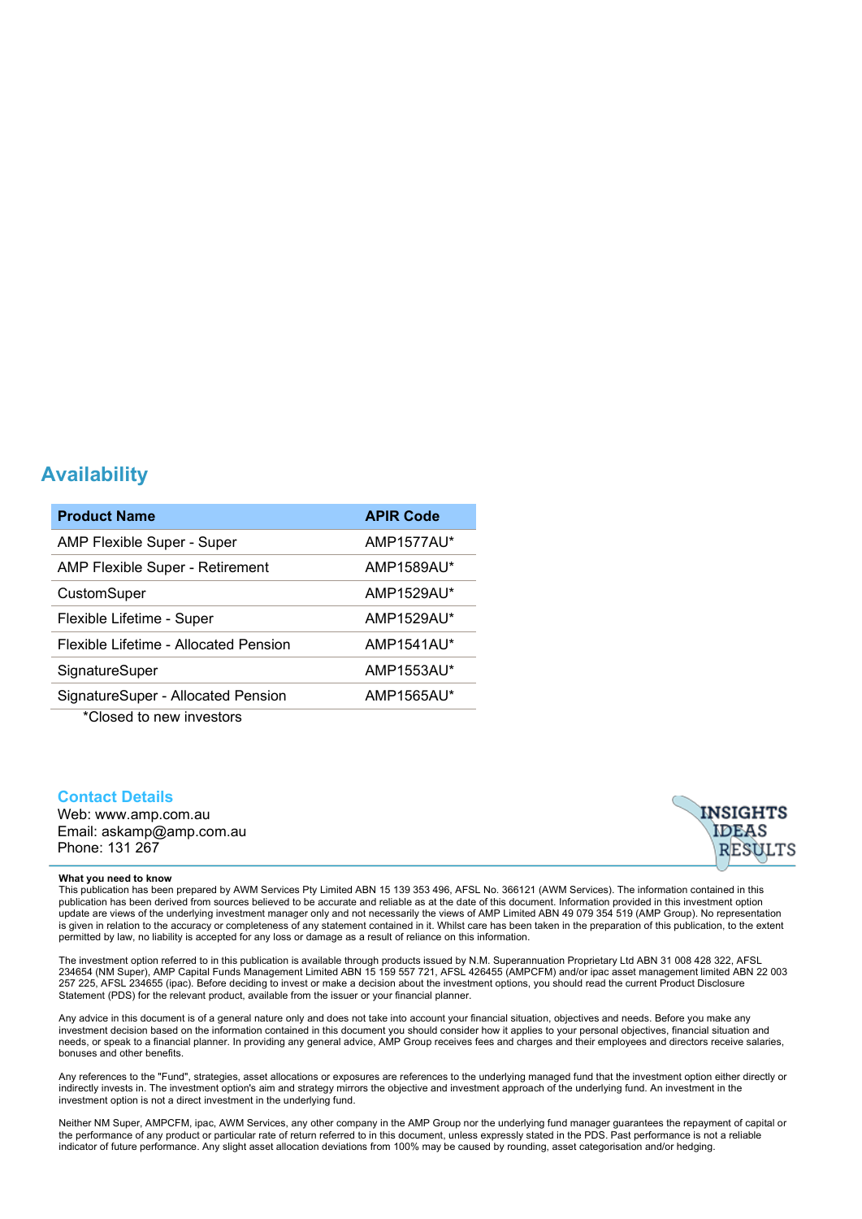## Availability

| Product Name | APIR Code |
|---|---|
| AMP Flexible Super - Super | AMP1577AU* |
| AMP Flexible Super - Retirement | AMP1589AU* |
| CustomSuper | AMP1529AU* |
| Flexible Lifetime - Super | AMP1529AU* |
| Flexible Lifetime - Allocated Pension | AMP1541AU* |
| SignatureSuper | AMP1553AU* |
| SignatureSuper - Allocated Pension | AMP1565AU* |

*Closed to new investors

### Contact Details

Web: www.amp.com.au
Email: askamp@amp.com.au
Phone: 131 267

INSIGHTS IDEAS RESULTS

**What you need to know**

This publication has been prepared by AWM Services Pty Limited ABN 15 139 353 496, AFSL No. 366121 (AWM Services). The information contained in this publication has been derived from sources believed to be accurate and reliable as at the date of this document. Information provided in this investment option update are views of the underlying investment manager only and not necessarily the views of AMP Limited ABN 49 079 354 519 (AMP Group). No representation is given in relation to the accuracy or completeness of any statement contained in it. Whilst care has been taken in the preparation of this publication, to the extent permitted by law, no liability is accepted for any loss or damage as a result of reliance on this information.

The investment option referred to in this publication is available through products issued by N.M. Superannuation Proprietary Ltd ABN 31 008 428 322, AFSL 234654 (NM Super), AMP Capital Funds Management Limited ABN 15 159 557 721, AFSL 426455 (AMPCFM) and/or ipac asset management limited ABN 22 003 257 225, AFSL 234655 (ipac). Before deciding to invest or make a decision about the investment options, you should read the current Product Disclosure Statement (PDS) for the relevant product, available from the issuer or your financial planner.

Any advice in this document is of a general nature only and does not take into account your financial situation, objectives and needs. Before you make any investment decision based on the information contained in this document you should consider how it applies to your personal objectives, financial situation and needs, or speak to a financial planner. In providing any general advice, AMP Group receives fees and charges and their employees and directors receive salaries, bonuses and other benefits.

Any references to the "Fund", strategies, asset allocations or exposures are references to the underlying managed fund that the investment option either directly or indirectly invests in. The investment option's aim and strategy mirrors the objective and investment approach of the underlying fund. An investment in the investment option is not a direct investment in the underlying fund.

Neither NM Super, AMPCFM, ipac, AWM Services, any other company in the AMP Group nor the underlying fund manager guarantees the repayment of capital or the performance of any product or particular rate of return referred to in this document, unless expressly stated in the PDS. Past performance is not a reliable indicator of future performance. Any slight asset allocation deviations from 100% may be caused by rounding, asset categorisation and/or hedging.